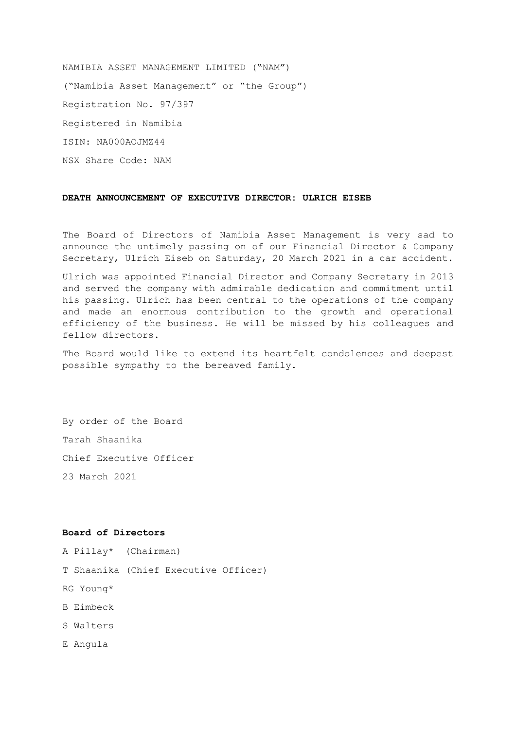NAMIBIA ASSET MANAGEMENT LIMITED ("NAM")

("Namibia Asset Management" or "the Group")

Registration No. 97/397

Registered in Namibia

ISIN: NA000AOJMZ44

NSX Share Code: NAM

**DEATH ANNOUNCEMENT OF EXECUTIVE DIRECTOR: ULRICH EISEB**

The Board of Directors of Namibia Asset Management is very sad to announce the untimely passing on of our Financial Director & Company Secretary, Ulrich Eiseb on Saturday, 20 March 2021 in a car accident.

Ulrich was appointed Financial Director and Company Secretary in 2013 and served the company with admirable dedication and commitment until his passing. Ulrich has been central to the operations of the company and made an enormous contribution to the growth and operational efficiency of the business. He will be missed by his colleagues and fellow directors.

The Board would like to extend its heartfelt condolences and deepest possible sympathy to the bereaved family.

By order of the Board

Tarah Shaanika

Chief Executive Officer

23 March 2021

**Board of Directors**

A Pillay* (Chairman)

T Shaanika (Chief Executive Officer)

RG Young*

B Eimbeck

S Walters

E Angula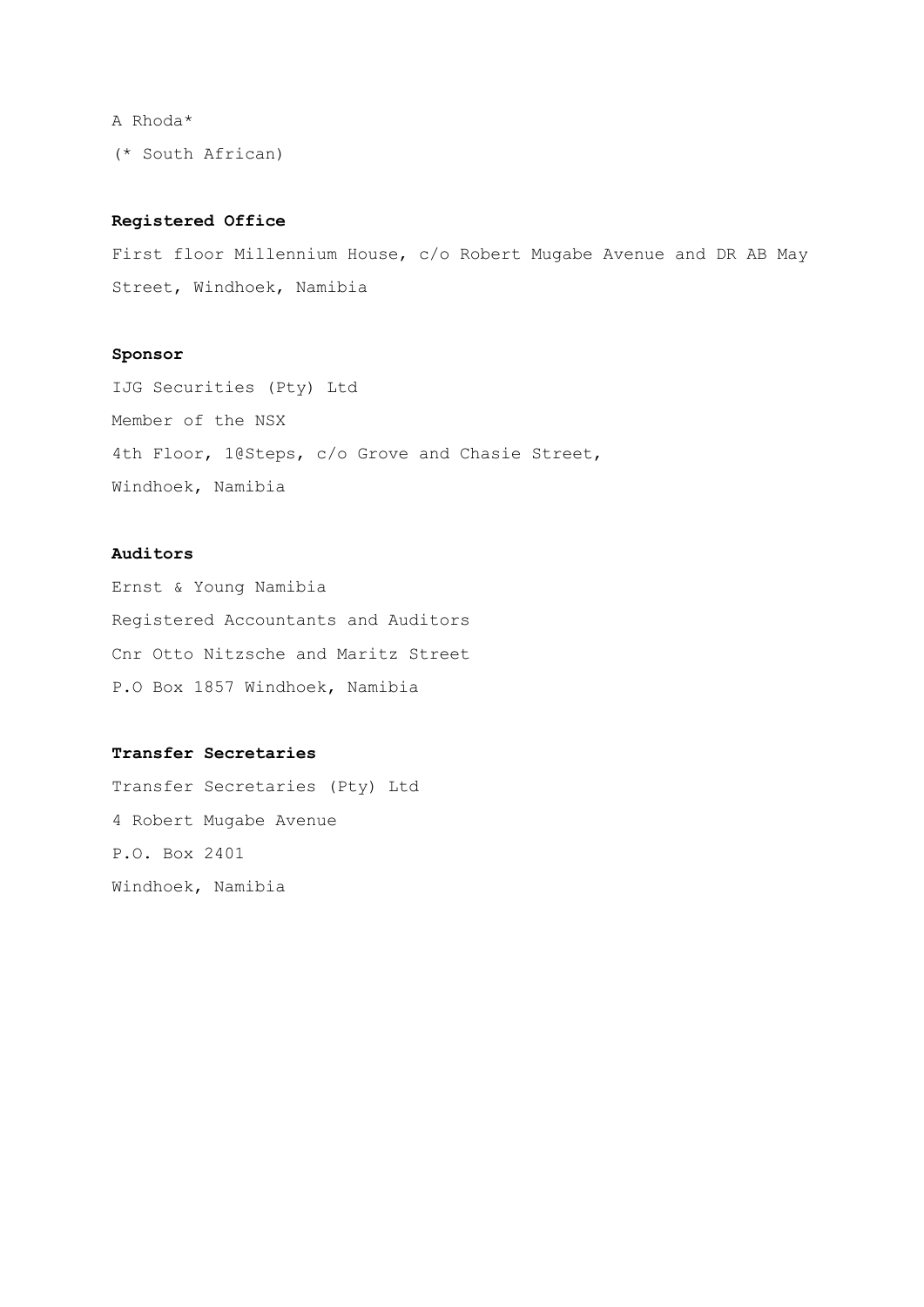A Rhoda*

(* South African)

**Registered Office**

First floor Millennium House, c/o Robert Mugabe Avenue and DR AB May Street, Windhoek, Namibia

**Sponsor**

IJG Securities (Pty) Ltd

Member of the NSX

4th Floor, 1@Steps, c/o Grove and Chasie Street,

Windhoek, Namibia

**Auditors**

Ernst & Young Namibia

Registered Accountants and Auditors

Cnr Otto Nitzsche and Maritz Street

P.O Box 1857 Windhoek, Namibia

**Transfer Secretaries**

Transfer Secretaries (Pty) Ltd

4 Robert Mugabe Avenue

P.O. Box 2401

Windhoek, Namibia